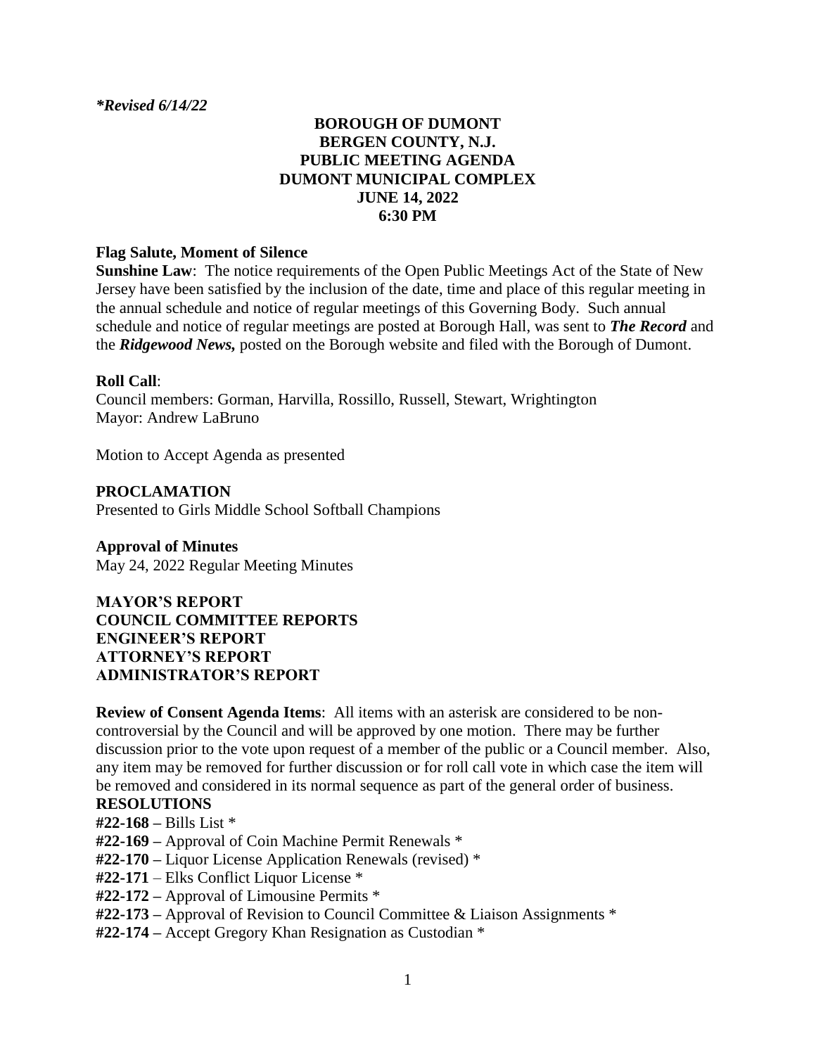***Revised 6/14/22**

# BOROUGH OF DUMONT
# BERGEN COUNTY, N.J.
# PUBLIC MEETING AGENDA
# DUMONT MUNICIPAL COMPLEX
# JUNE 14, 2022
# 6:30 PM

**Flag Salute, Moment of Silence**

**Sunshine Law**: The notice requirements of the Open Public Meetings Act of the State of New Jersey have been satisfied by the inclusion of the date, time and place of this regular meeting in the annual schedule and notice of regular meetings of this Governing Body. Such annual schedule and notice of regular meetings are posted at Borough Hall, was sent to ***The Record*** and the ***Ridgewood News,*** posted on the Borough website and filed with the Borough of Dumont.

**Roll Call**:
Council members: Gorman, Harvilla, Rossillo, Russell, Stewart, Wrightington
Mayor: Andrew LaBruno

Motion to Accept Agenda as presented

**PROCLAMATION**
Presented to Girls Middle School Softball Champions

**Approval of Minutes**
May 24, 2022 Regular Meeting Minutes

**MAYOR'S REPORT**
**COUNCIL COMMITTEE REPORTS**
**ENGINEER'S REPORT**
**ATTORNEY'S REPORT**
**ADMINISTRATOR'S REPORT**

**Review of Consent Agenda Items**: All items with an asterisk are considered to be non-controversial by the Council and will be approved by one motion. There may be further discussion prior to the vote upon request of a member of the public or a Council member. Also, any item may be removed for further discussion or for roll call vote in which case the item will be removed and considered in its normal sequence as part of the general order of business.

**RESOLUTIONS**

**#22-168 –** Bills List *
**#22-169 –** Approval of Coin Machine Permit Renewals *
**#22-170 –** Liquor License Application Renewals (revised) *
**#22-171** – Elks Conflict Liquor License *
**#22-172 –** Approval of Limousine Permits *
**#22-173 –** Approval of Revision to Council Committee & Liaison Assignments *
**#22-174 –** Accept Gregory Khan Resignation as Custodian *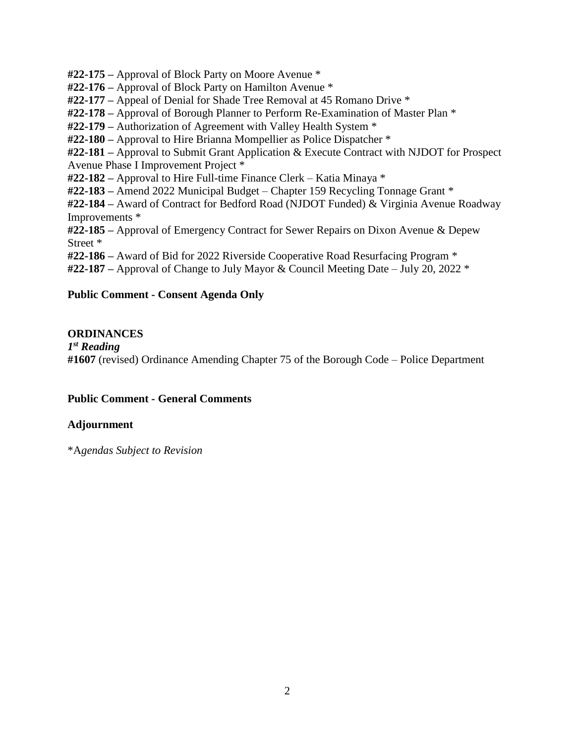**#22-175 –** Approval of Block Party on Moore Avenue *
**#22-176 –** Approval of Block Party on Hamilton Avenue *
**#22-177 –** Appeal of Denial for Shade Tree Removal at 45 Romano Drive *
**#22-178 –** Approval of Borough Planner to Perform Re-Examination of Master Plan *
**#22-179 –** Authorization of Agreement with Valley Health System *
**#22-180 –** Approval to Hire Brianna Mompellier as Police Dispatcher *
**#22-181 –** Approval to Submit Grant Application & Execute Contract with NJDOT for Prospect Avenue Phase I Improvement Project *
**#22-182 –** Approval to Hire Full-time Finance Clerk – Katia Minaya *
**#22-183 –** Amend 2022 Municipal Budget – Chapter 159 Recycling Tonnage Grant *
**#22-184 –** Award of Contract for Bedford Road (NJDOT Funded) & Virginia Avenue Roadway Improvements *
**#22-185 –** Approval of Emergency Contract for Sewer Repairs on Dixon Avenue & Depew Street *
**#22-186 –** Award of Bid for 2022 Riverside Cooperative Road Resurfacing Program *
**#22-187 –** Approval of Change to July Mayor & Council Meeting Date – July 20, 2022 *

**Public Comment - Consent Agenda Only**

**ORDINANCES**

***1st Reading***

**#1607** (revised) Ordinance Amending Chapter 75 of the Borough Code – Police Department

**Public Comment - General Comments**

**Adjournment**

*A*gendas Subject to Revision*